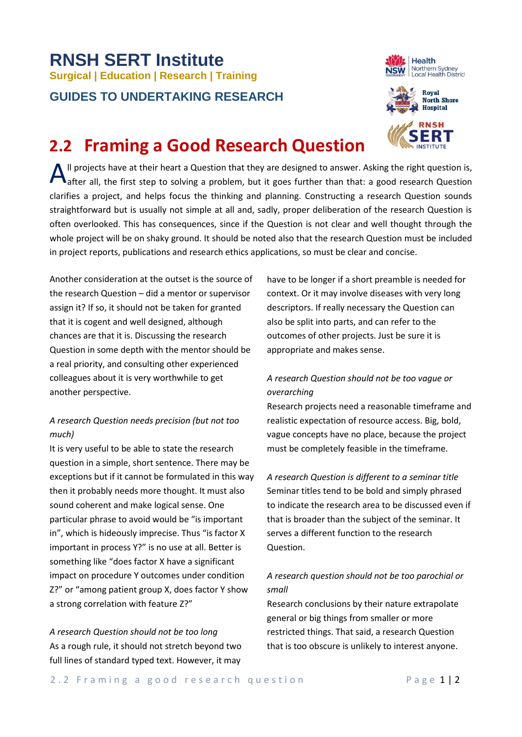# RNSH SERT Institute

**Surgical | Education | Research | Training**

## GUIDES TO UNDERTAKING RESEARCH

# 2.2 Framing a Good Research Question

All projects have at their heart a Question that they are designed to answer. Asking the right question is, after all, the first step to solving a problem, but it goes further than that: a good research Question clarifies a project, and helps focus the thinking and planning. Constructing a research Question sounds straightforward but is usually not simple at all and, sadly, proper deliberation of the research Question is often overlooked. This has consequences, since if the Question is not clear and well thought through the whole project will be on shaky ground. It should be noted also that the research Question must be included in project reports, publications and research ethics applications, so must be clear and concise.

Another consideration at the outset is the source of the research Question – did a mentor or supervisor assign it? If so, it should not be taken for granted that it is cogent and well designed, although chances are that it is. Discussing the research Question in some depth with the mentor should be a real priority, and consulting other experienced colleagues about it is very worthwhile to get another perspective.

*A research Question needs precision (but not too much)*

It is very useful to be able to state the research question in a simple, short sentence. There may be exceptions but if it cannot be formulated in this way then it probably needs more thought. It must also sound coherent and make logical sense. One particular phrase to avoid would be "is important in", which is hideously imprecise. Thus "is factor X important in process Y?" is no use at all. Better is something like "does factor X have a significant impact on procedure Y outcomes under condition Z?" or "among patient group X, does factor Y show a strong correlation with feature Z?"

*A research Question should not be too long*

As a rough rule, it should not stretch beyond two full lines of standard typed text. However, it may have to be longer if a short preamble is needed for context. Or it may involve diseases with very long descriptors. If really necessary the Question can also be split into parts, and can refer to the outcomes of other projects. Just be sure it is appropriate and makes sense.

*A research Question should not be too vague or overarching*

Research projects need a reasonable timeframe and realistic expectation of resource access. Big, bold, vague concepts have no place, because the project must be completely feasible in the timeframe.

*A research Question is different to a seminar title*

Seminar titles tend to be bold and simply phrased to indicate the research area to be discussed even if that is broader than the subject of the seminar. It serves a different function to the research Question.

*A research question should not be too parochial or small*

Research conclusions by their nature extrapolate general or big things from smaller or more restricted things. That said, a research Question that is too obscure is unlikely to interest anyone.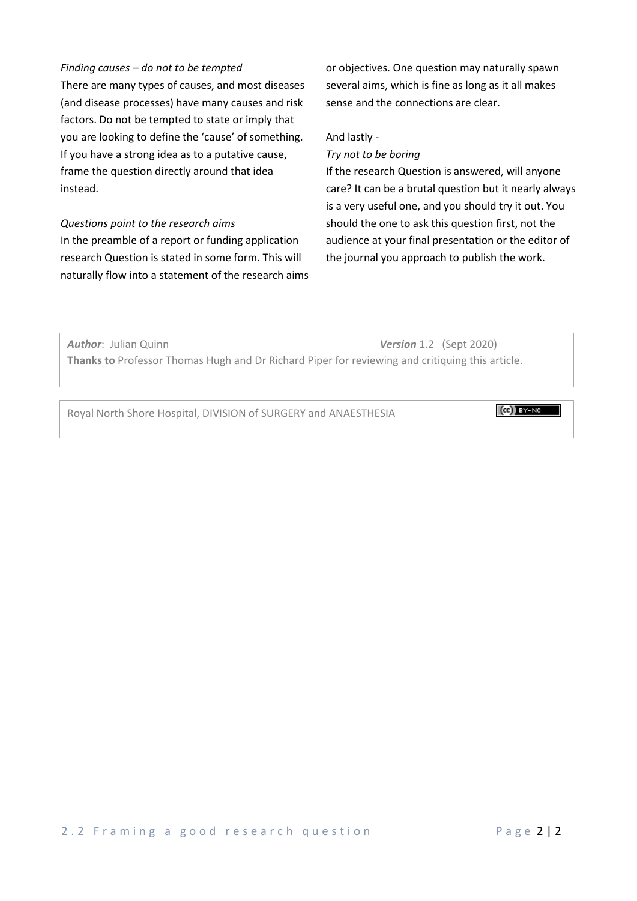*Finding causes – do not to be tempted*

There are many types of causes, and most diseases (and disease processes) have many causes and risk factors. Do not be tempted to state or imply that you are looking to define the 'cause' of something. If you have a strong idea as to a putative cause, frame the question directly around that idea instead.

*Questions point to the research aims*

In the preamble of a report or funding application research Question is stated in some form. This will naturally flow into a statement of the research aims or objectives. One question may naturally spawn several aims, which is fine as long as it all makes sense and the connections are clear.

And lastly -

*Try not to be boring*

If the research Question is answered, will anyone care? It can be a brutal question but it nearly always is a very useful one, and you should try it out. You should the one to ask this question first, not the audience at your final presentation or the editor of the journal you approach to publish the work.

***Author***: Julian Quinn ***Version*** 1.2 (Sept 2020)

**Thanks to** Professor Thomas Hugh and Dr Richard Piper for reviewing and critiquing this article.

Royal North Shore Hospital, DIVISION of SURGERY and ANAESTHESIA

(cc) BY-NC